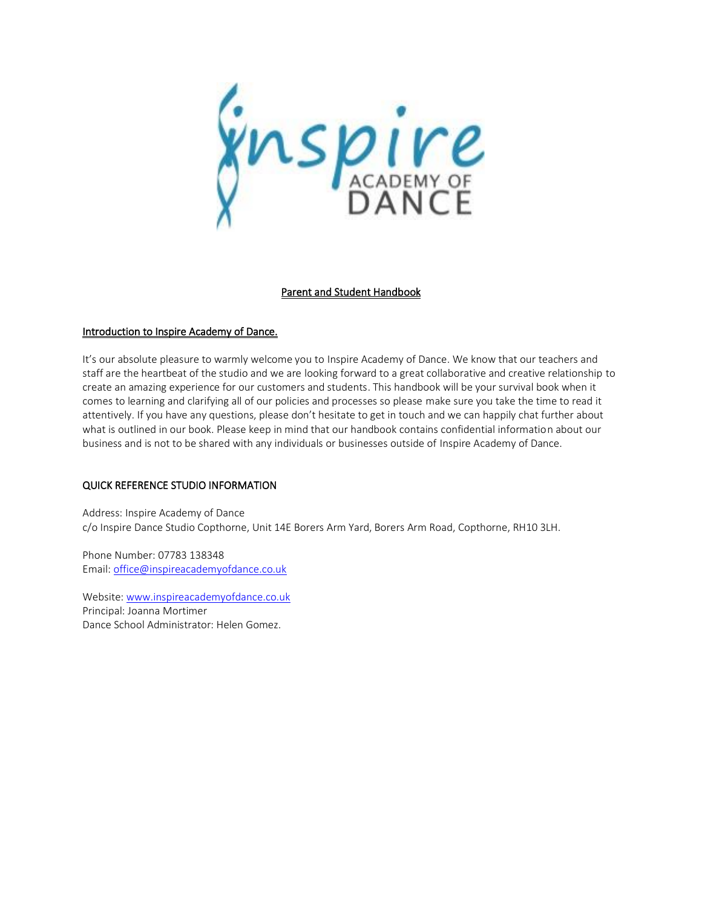# Parent and Student Handbook

## Introduction to Inspire Academy of Dance.

It's our absolute pleasure to warmly welcome you to Inspire Academy of Dance. We know that our teachers and staff are the heartbeat of the studio and we are looking forward to a great collaborative and creative relationship to create an amazing experience for our customers and students. This handbook will be your survival book when it comes to learning and clarifying all of our policies and processes so please make sure you take the time to read it attentively. If you have any questions, please don't hesitate to get in touch and we can happily chat further about what is outlined in our book. Please keep in mind that our handbook contains confidential information about our business and is not to be shared with any individuals or businesses outside of Inspire Academy of Dance.

## QUICK REFERENCE STUDIO INFORMATION

Address: Inspire Academy of Dance
c/o Inspire Dance Studio Copthorne, Unit 14E Borers Arm Yard, Borers Arm Road, Copthorne, RH10 3LH.

Phone Number: 07783 138348
Email: office@inspireacademyofdance.co.uk

Website: www.inspireacademyofdance.co.uk
Principal: Joanna Mortimer
Dance School Administrator: Helen Gomez.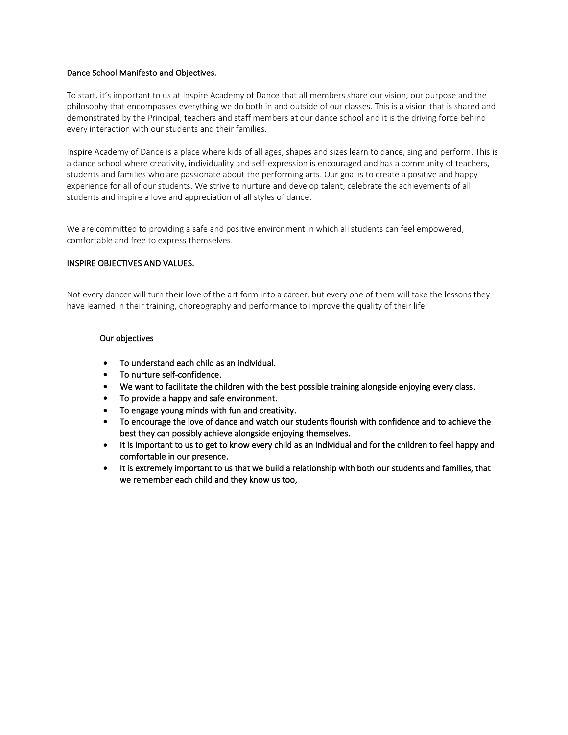## Dance School Manifesto and Objectives.

To start, it's important to us at Inspire Academy of Dance that all members share our vision, our purpose and the philosophy that encompasses everything we do both in and outside of our classes. This is a vision that is shared and demonstrated by the Principal, teachers and staff members at our dance school and it is the driving force behind every interaction with our students and their families.

Inspire Academy of Dance is a place where kids of all ages, shapes and sizes learn to dance, sing and perform. This is a dance school where creativity, individuality and self-expression is encouraged and has a community of teachers, students and families who are passionate about the performing arts. Our goal is to create a positive and happy experience for all of our students. We strive to nurture and develop talent, celebrate the achievements of all students and inspire a love and appreciation of all styles of dance.

We are committed to providing a safe and positive environment in which all students can feel empowered, comfortable and free to express themselves.

## INSPIRE OBJECTIVES AND VALUES.

Not every dancer will turn their love of the art form into a career, but every one of them will take the lessons they have learned in their training, choreography and performance to improve the quality of their life.

### Our objectives

- To understand each child as an individual.
- To nurture self-confidence.
- We want to facilitate the children with the best possible training alongside enjoying every class.
- To provide a happy and safe environment.
- To engage young minds with fun and creativity.
- To encourage the love of dance and watch our students flourish with confidence and to achieve the best they can possibly achieve alongside enjoying themselves.
- It is important to us to get to know every child as an individual and for the children to feel happy and comfortable in our presence.
- It is extremely important to us that we build a relationship with both our students and families, that we remember each child and they know us too,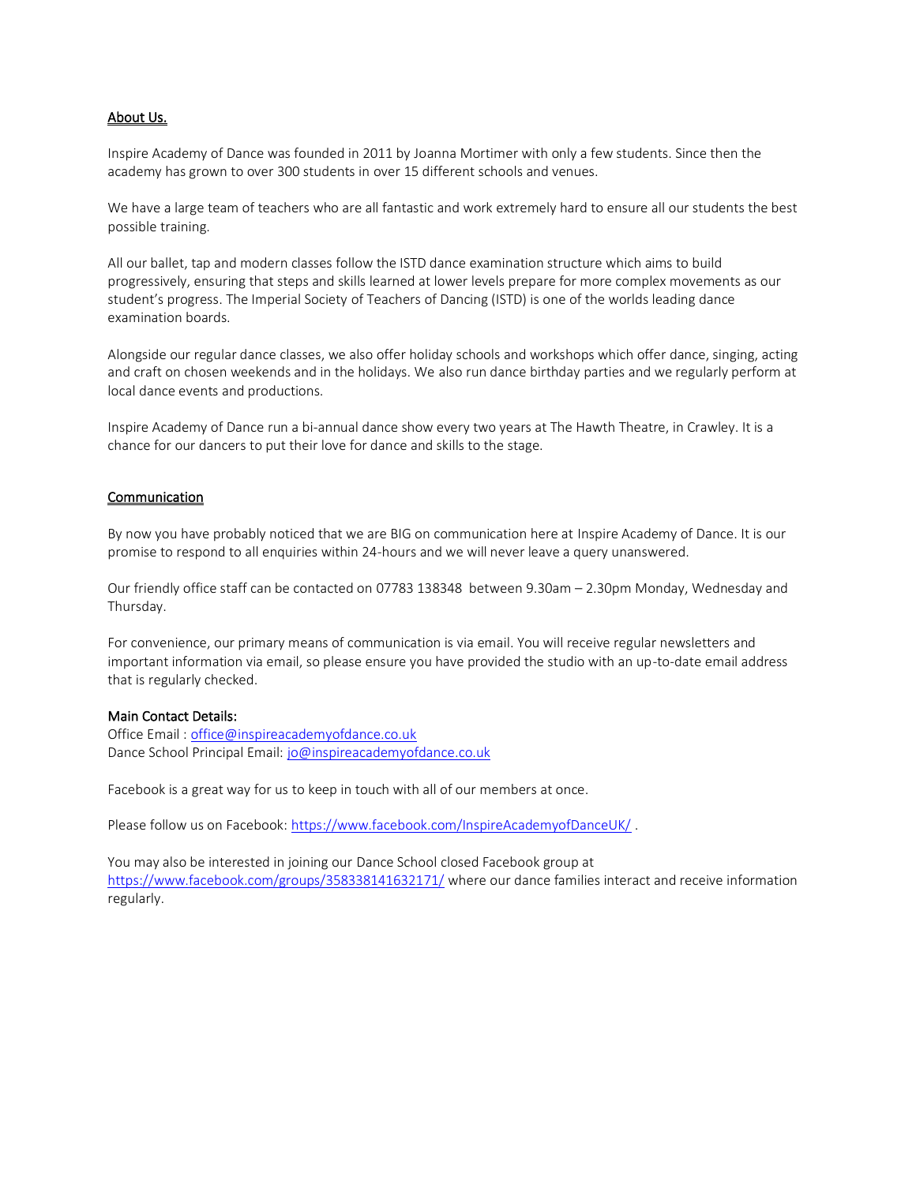## About Us.

Inspire Academy of Dance was founded in 2011 by Joanna Mortimer with only a few students. Since then the academy has grown to over 300 students in over 15 different schools and venues.

We have a large team of teachers who are all fantastic and work extremely hard to ensure all our students the best possible training.

All our ballet, tap and modern classes follow the ISTD dance examination structure which aims to build progressively, ensuring that steps and skills learned at lower levels prepare for more complex movements as our student's progress. The Imperial Society of Teachers of Dancing (ISTD) is one of the worlds leading dance examination boards.

Alongside our regular dance classes, we also offer holiday schools and workshops which offer dance, singing, acting and craft on chosen weekends and in the holidays. We also run dance birthday parties and we regularly perform at local dance events and productions.

Inspire Academy of Dance run a bi-annual dance show every two years at The Hawth Theatre, in Crawley. It is a chance for our dancers to put their love for dance and skills to the stage.

## Communication

By now you have probably noticed that we are BIG on communication here at Inspire Academy of Dance. It is our promise to respond to all enquiries within 24-hours and we will never leave a query unanswered.

Our friendly office staff can be contacted on 07783 138348 between 9.30am – 2.30pm Monday, Wednesday and Thursday.

For convenience, our primary means of communication is via email. You will receive regular newsletters and important information via email, so please ensure you have provided the studio with an up-to-date email address that is regularly checked.

**Main Contact Details:**
Office Email : office@inspireacademyofdance.co.uk
Dance School Principal Email: jo@inspireacademyofdance.co.uk

Facebook is a great way for us to keep in touch with all of our members at once.

Please follow us on Facebook: https://www.facebook.com/InspireAcademyofDanceUK/ .

You may also be interested in joining our Dance School closed Facebook group at https://www.facebook.com/groups/358338141632171/ where our dance families interact and receive information regularly.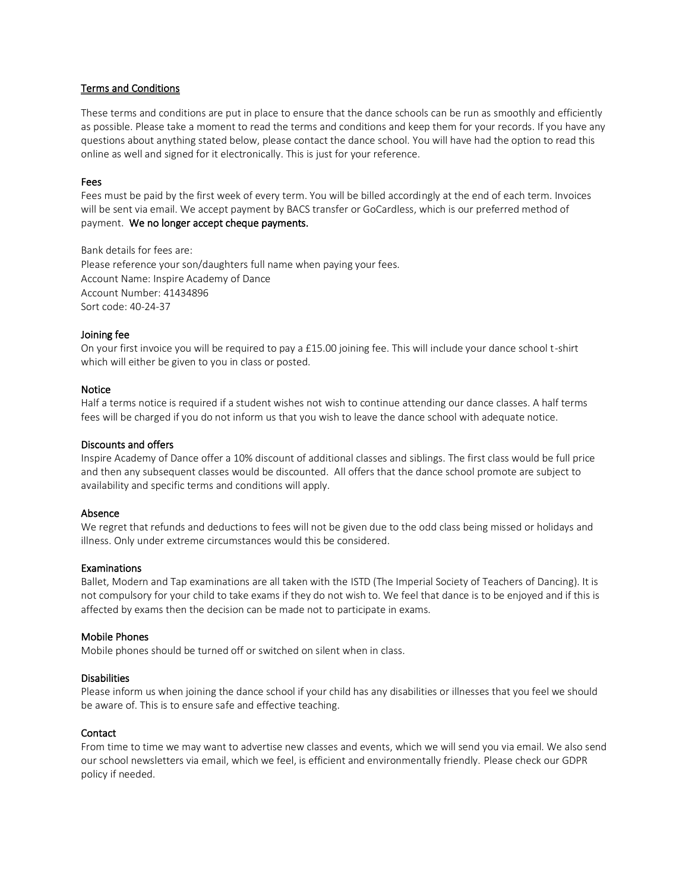## Terms and Conditions

These terms and conditions are put in place to ensure that the dance schools can be run as smoothly and efficiently as possible. Please take a moment to read the terms and conditions and keep them for your records. If you have any questions about anything stated below, please contact the dance school. You will have had the option to read this online as well and signed for it electronically. This is just for your reference.

### Fees

Fees must be paid by the first week of every term. You will be billed accordingly at the end of each term. Invoices will be sent via email. We accept payment by BACS transfer or GoCardless, which is our preferred method of payment. **We no longer accept cheque payments.**

Bank details for fees are:
Please reference your son/daughters full name when paying your fees.
Account Name: Inspire Academy of Dance
Account Number: 41434896
Sort code: 40-24-37

### Joining fee

On your first invoice you will be required to pay a £15.00 joining fee. This will include your dance school t-shirt which will either be given to you in class or posted.

### Notice

Half a terms notice is required if a student wishes not wish to continue attending our dance classes. A half terms fees will be charged if you do not inform us that you wish to leave the dance school with adequate notice.

### Discounts and offers

Inspire Academy of Dance offer a 10% discount of additional classes and siblings. The first class would be full price and then any subsequent classes would be discounted. All offers that the dance school promote are subject to availability and specific terms and conditions will apply.

### Absence

We regret that refunds and deductions to fees will not be given due to the odd class being missed or holidays and illness. Only under extreme circumstances would this be considered.

### Examinations

Ballet, Modern and Tap examinations are all taken with the ISTD (The Imperial Society of Teachers of Dancing). It is not compulsory for your child to take exams if they do not wish to. We feel that dance is to be enjoyed and if this is affected by exams then the decision can be made not to participate in exams.

### Mobile Phones

Mobile phones should be turned off or switched on silent when in class.

### Disabilities

Please inform us when joining the dance school if your child has any disabilities or illnesses that you feel we should be aware of. This is to ensure safe and effective teaching.

### Contact

From time to time we may want to advertise new classes and events, which we will send you via email. We also send our school newsletters via email, which we feel, is efficient and environmentally friendly. Please check our GDPR policy if needed.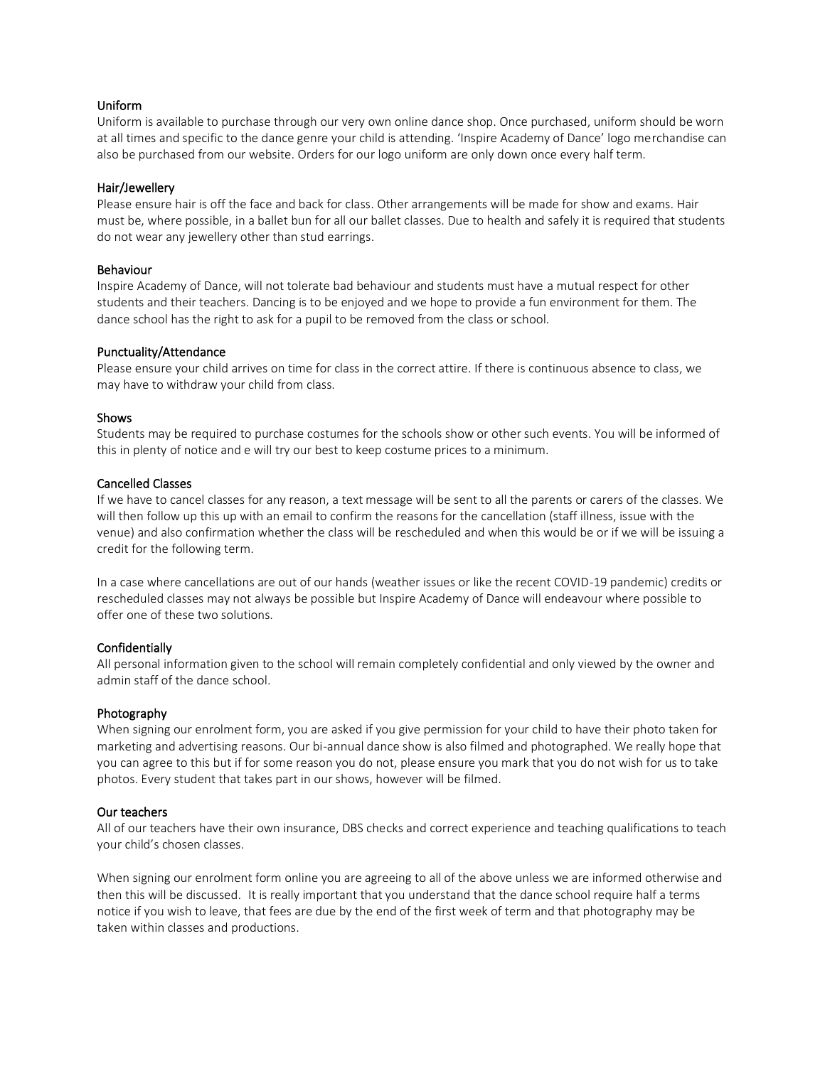### Uniform

Uniform is available to purchase through our very own online dance shop. Once purchased, uniform should be worn at all times and specific to the dance genre your child is attending. 'Inspire Academy of Dance' logo merchandise can also be purchased from our website. Orders for our logo uniform are only down once every half term.

### Hair/Jewellery

Please ensure hair is off the face and back for class. Other arrangements will be made for show and exams. Hair must be, where possible, in a ballet bun for all our ballet classes. Due to health and safely it is required that students do not wear any jewellery other than stud earrings.

### Behaviour

Inspire Academy of Dance, will not tolerate bad behaviour and students must have a mutual respect for other students and their teachers. Dancing is to be enjoyed and we hope to provide a fun environment for them. The dance school has the right to ask for a pupil to be removed from the class or school.

### Punctuality/Attendance

Please ensure your child arrives on time for class in the correct attire. If there is continuous absence to class, we may have to withdraw your child from class.

### Shows

Students may be required to purchase costumes for the schools show or other such events. You will be informed of this in plenty of notice and e will try our best to keep costume prices to a minimum.

### Cancelled Classes

If we have to cancel classes for any reason, a text message will be sent to all the parents or carers of the classes. We will then follow up this up with an email to confirm the reasons for the cancellation (staff illness, issue with the venue) and also confirmation whether the class will be rescheduled and when this would be or if we will be issuing a credit for the following term.

In a case where cancellations are out of our hands (weather issues or like the recent COVID-19 pandemic) credits or rescheduled classes may not always be possible but Inspire Academy of Dance will endeavour where possible to offer one of these two solutions.

### Confidentially

All personal information given to the school will remain completely confidential and only viewed by the owner and admin staff of the dance school.

### Photography

When signing our enrolment form, you are asked if you give permission for your child to have their photo taken for marketing and advertising reasons. Our bi-annual dance show is also filmed and photographed. We really hope that you can agree to this but if for some reason you do not, please ensure you mark that you do not wish for us to take photos. Every student that takes part in our shows, however will be filmed.

### Our teachers

All of our teachers have their own insurance, DBS checks and correct experience and teaching qualifications to teach your child's chosen classes.

When signing our enrolment form online you are agreeing to all of the above unless we are informed otherwise and then this will be discussed. It is really important that you understand that the dance school require half a terms notice if you wish to leave, that fees are due by the end of the first week of term and that photography may be taken within classes and productions.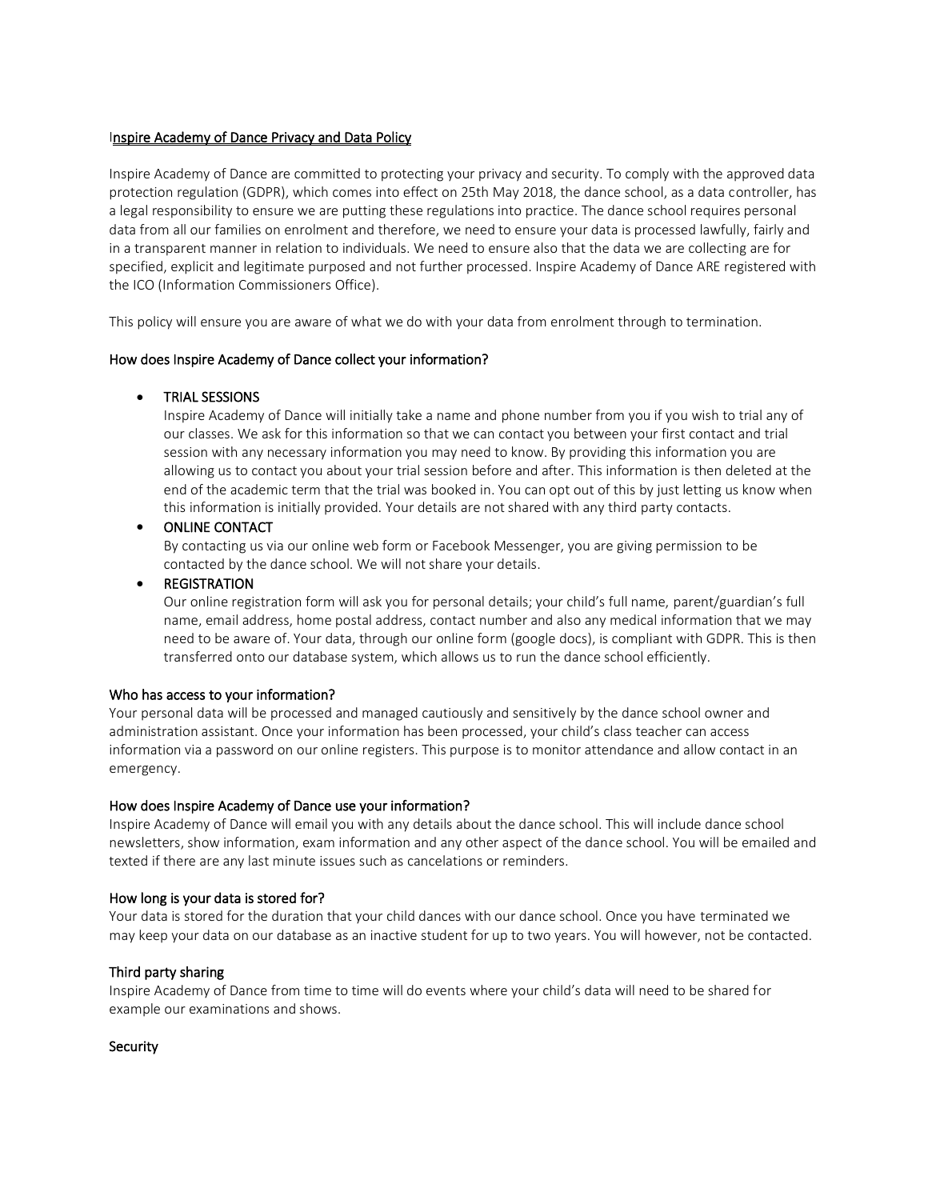# Inspire Academy of Dance Privacy and Data Policy

Inspire Academy of Dance are committed to protecting your privacy and security. To comply with the approved data protection regulation (GDPR), which comes into effect on 25th May 2018, the dance school, as a data controller, has a legal responsibility to ensure we are putting these regulations into practice. The dance school requires personal data from all our families on enrolment and therefore, we need to ensure your data is processed lawfully, fairly and in a transparent manner in relation to individuals. We need to ensure also that the data we are collecting are for specified, explicit and legitimate purposed and not further processed. Inspire Academy of Dance ARE registered with the ICO (Information Commissioners Office).

This policy will ensure you are aware of what we do with your data from enrolment through to termination.

## How does Inspire Academy of Dance collect your information?

- TRIAL SESSIONS
  Inspire Academy of Dance will initially take a name and phone number from you if you wish to trial any of our classes. We ask for this information so that we can contact you between your first contact and trial session with any necessary information you may need to know. By providing this information you are allowing us to contact you about your trial session before and after. This information is then deleted at the end of the academic term that the trial was booked in. You can opt out of this by just letting us know when this information is initially provided. Your details are not shared with any third party contacts.
- ONLINE CONTACT
  By contacting us via our online web form or Facebook Messenger, you are giving permission to be contacted by the dance school. We will not share your details.
- REGISTRATION
  Our online registration form will ask you for personal details; your child's full name, parent/guardian's full name, email address, home postal address, contact number and also any medical information that we may need to be aware of. Your data, through our online form (google docs), is compliant with GDPR. This is then transferred onto our database system, which allows us to run the dance school efficiently.

## Who has access to your information?

Your personal data will be processed and managed cautiously and sensitively by the dance school owner and administration assistant. Once your information has been processed, your child's class teacher can access information via a password on our online registers. This purpose is to monitor attendance and allow contact in an emergency.

## How does Inspire Academy of Dance use your information?

Inspire Academy of Dance will email you with any details about the dance school. This will include dance school newsletters, show information, exam information and any other aspect of the dance school. You will be emailed and texted if there are any last minute issues such as cancelations or reminders.

## How long is your data is stored for?

Your data is stored for the duration that your child dances with our dance school. Once you have terminated we may keep your data on our database as an inactive student for up to two years. You will however, not be contacted.

## Third party sharing

Inspire Academy of Dance from time to time will do events where your child's data will need to be shared for example our examinations and shows.

## Security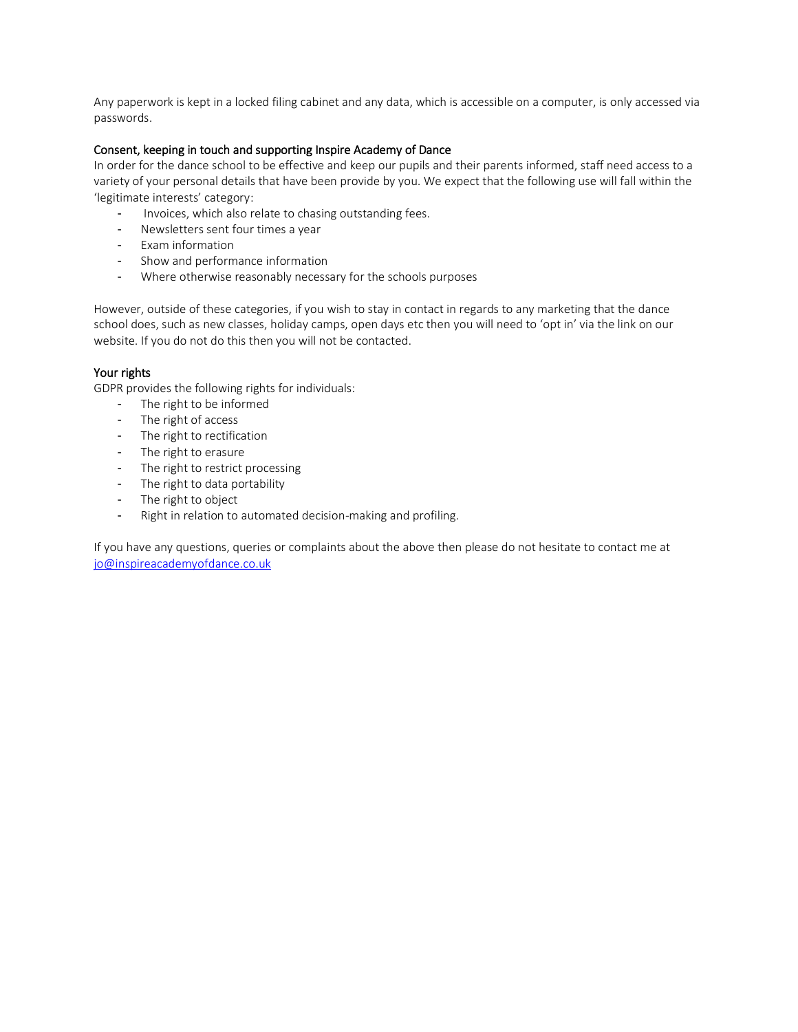Any paperwork is kept in a locked filing cabinet and any data, which is accessible on a computer, is only accessed via passwords.

## Consent, keeping in touch and supporting Inspire Academy of Dance

In order for the dance school to be effective and keep our pupils and their parents informed, staff need access to a variety of your personal details that have been provide by you. We expect that the following use will fall within the 'legitimate interests' category:

- Invoices, which also relate to chasing outstanding fees.
- Newsletters sent four times a year
- Exam information
- Show and performance information
- Where otherwise reasonably necessary for the schools purposes

However, outside of these categories, if you wish to stay in contact in regards to any marketing that the dance school does, such as new classes, holiday camps, open days etc then you will need to 'opt in' via the link on our website. If you do not do this then you will not be contacted.

## Your rights

GDPR provides the following rights for individuals:

- The right to be informed
- The right of access
- The right to rectification
- The right to erasure
- The right to restrict processing
- The right to data portability
- The right to object
- Right in relation to automated decision-making and profiling.

If you have any questions, queries or complaints about the above then please do not hesitate to contact me at [jo@inspireacademyofdance.co.uk](mailto:jo@inspireacademyofdance.co.uk)